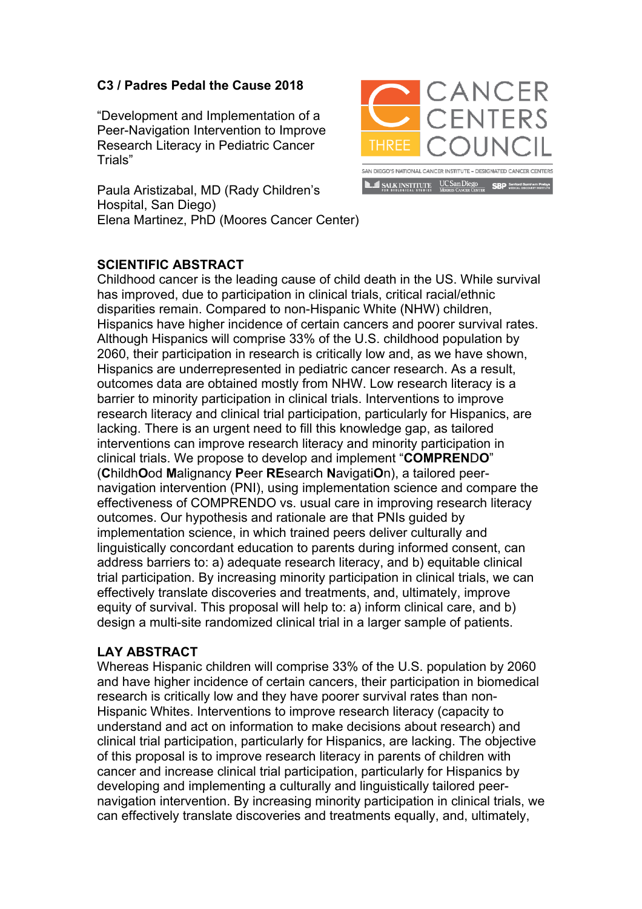**C3 / Padres Pedal the Cause 2018**

"Development and Implementation of a Peer-Navigation Intervention to Improve Research Literacy in Pediatric Cancer Trials"

Paula Aristizabal, MD (Rady Children's Hospital, San Diego)
Elena Martinez, PhD (Moores Cancer Center)

CANCER CENTERS COUNCIL

SAN DIEGO'S NATIONAL CANCER INSTITUTE – DESIGNATED CANCER CENTERS

SALK INSTITUTE FOR BIOLOGICAL STUDIES | UC San Diego Moores Cancer Center | SBP Sanford Burnham Prebys Medical Discovery Institute

## SCIENTIFIC ABSTRACT

Childhood cancer is the leading cause of child death in the US. While survival has improved, due to participation in clinical trials, critical racial/ethnic disparities remain. Compared to non-Hispanic White (NHW) children, Hispanics have higher incidence of certain cancers and poorer survival rates. Although Hispanics will comprise 33% of the U.S. childhood population by 2060, their participation in research is critically low and, as we have shown, Hispanics are underrepresented in pediatric cancer research. As a result, outcomes data are obtained mostly from NHW. Low research literacy is a barrier to minority participation in clinical trials. Interventions to improve research literacy and clinical trial participation, particularly for Hispanics, are lacking. There is an urgent need to fill this knowledge gap, as tailored interventions can improve research literacy and minority participation in clinical trials. We propose to develop and implement "**COMPREN**D**O**" (**C**hildh**O**od **M**alignancy **P**eer **RE**search **N**avigati**O**n), a tailored peer-navigation intervention (PNI), using implementation science and compare the effectiveness of COMPRENDO vs. usual care in improving research literacy outcomes. Our hypothesis and rationale are that PNIs guided by implementation science, in which trained peers deliver culturally and linguistically concordant education to parents during informed consent, can address barriers to: a) adequate research literacy, and b) equitable clinical trial participation. By increasing minority participation in clinical trials, we can effectively translate discoveries and treatments, and, ultimately, improve equity of survival. This proposal will help to: a) inform clinical care, and b) design a multi-site randomized clinical trial in a larger sample of patients.

## LAY ABSTRACT

Whereas Hispanic children will comprise 33% of the U.S. population by 2060 and have higher incidence of certain cancers, their participation in biomedical research is critically low and they have poorer survival rates than non-Hispanic Whites. Interventions to improve research literacy (capacity to understand and act on information to make decisions about research) and clinical trial participation, particularly for Hispanics, are lacking. The objective of this proposal is to improve research literacy in parents of children with cancer and increase clinical trial participation, particularly for Hispanics by developing and implementing a culturally and linguistically tailored peer-navigation intervention. By increasing minority participation in clinical trials, we can effectively translate discoveries and treatments equally, and, ultimately,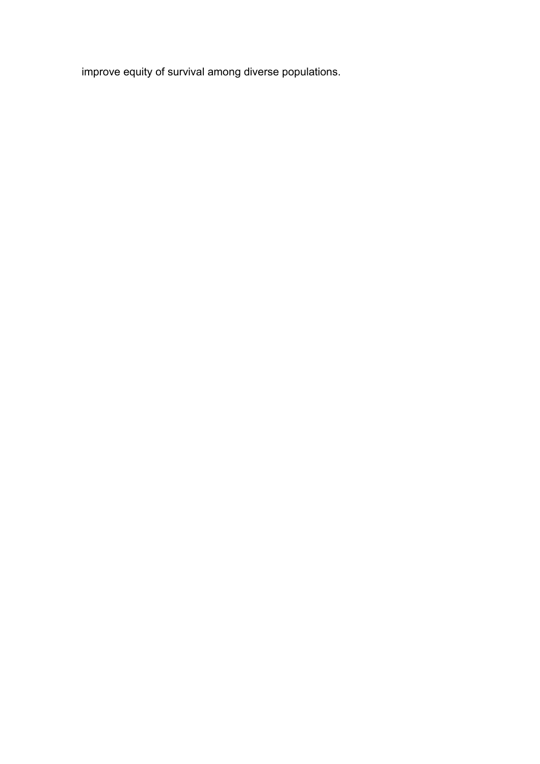improve equity of survival among diverse populations.